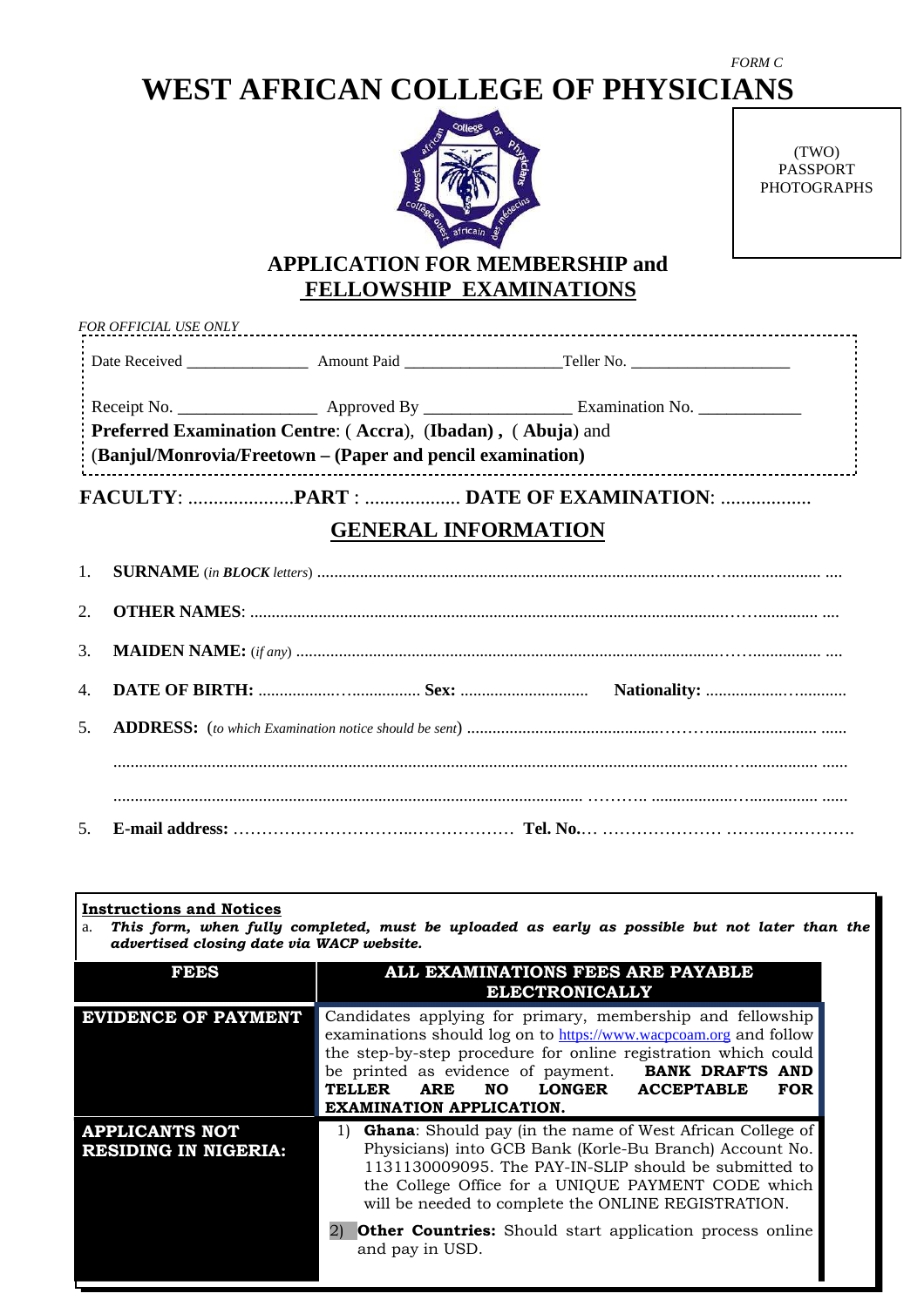*FORM C*

# WEST AFRICAN COLLEGE OF PHYSICIANS

(TWO) PASSPORT PHOTOGRAPHS

## APPLICATION FOR MEMBERSHIP and FELLOWSHIP EXAMINATIONS

*FOR OFFICIAL USE ONLY*

Date Received _______________ Amount Paid ____________________Teller No. ____________________

Receipt No. ________________ Approved By _________________ Examination No. ____________

**Preferred Examination Centre**: ( **Accra**), (**Ibadan**) **,** ( **Abuja**) and (**Banjul/Monrovia/Freetown – (Paper and pencil examination)**

**FACULTY**: .....................**PART** : .................. **DATE OF EXAMINATION**: .................

## GENERAL INFORMATION

1. **SURNAME** (*in **BLOCK** letters*) ....................................................................................................................................

2. **OTHER NAMES**: ....................................................................................................................................

3. **MAIDEN NAME:** (*if any*) ....................................................................................................................................

4. **DATE OF BIRTH:** ................................... **Sex:** ............................. **Nationality:** ................................

5. **ADDRESS:** (*to which Examination notice should be sent*) ....................................................................................................................................

....................................................................................................................................

....................................................................................................................................

5. **E-mail address:** ………………………..……………… **Tel. No.**… ………………… …….……………….

**Instructions and Notices**

a. ***This form, when fully completed, must be uploaded as early as possible but not later than the advertised closing date via WACP website.***

| FEES | ALL EXAMINATIONS FEES ARE PAYABLE ELECTRONICALLY |
|---|---|
| **EVIDENCE OF PAYMENT** | Candidates applying for primary, membership and fellowship examinations should log on to https://www.wacpcoam.org and follow the step-by-step procedure for online registration which could be printed as evidence of payment. **BANK DRAFTS AND TELLER ARE NO LONGER ACCEPTABLE FOR EXAMINATION APPLICATION.** |
| **APPLICANTS NOT RESIDING IN NIGERIA:** | 1) **Ghana**: Should pay (in the name of West African College of Physicians) into GCB Bank (Korle-Bu Branch) Account No. 1131130009095. The PAY-IN-SLIP should be submitted to the College Office for a UNIQUE PAYMENT CODE which will be needed to complete the ONLINE REGISTRATION.<br>2) **Other Countries:** Should start application process online and pay in USD. |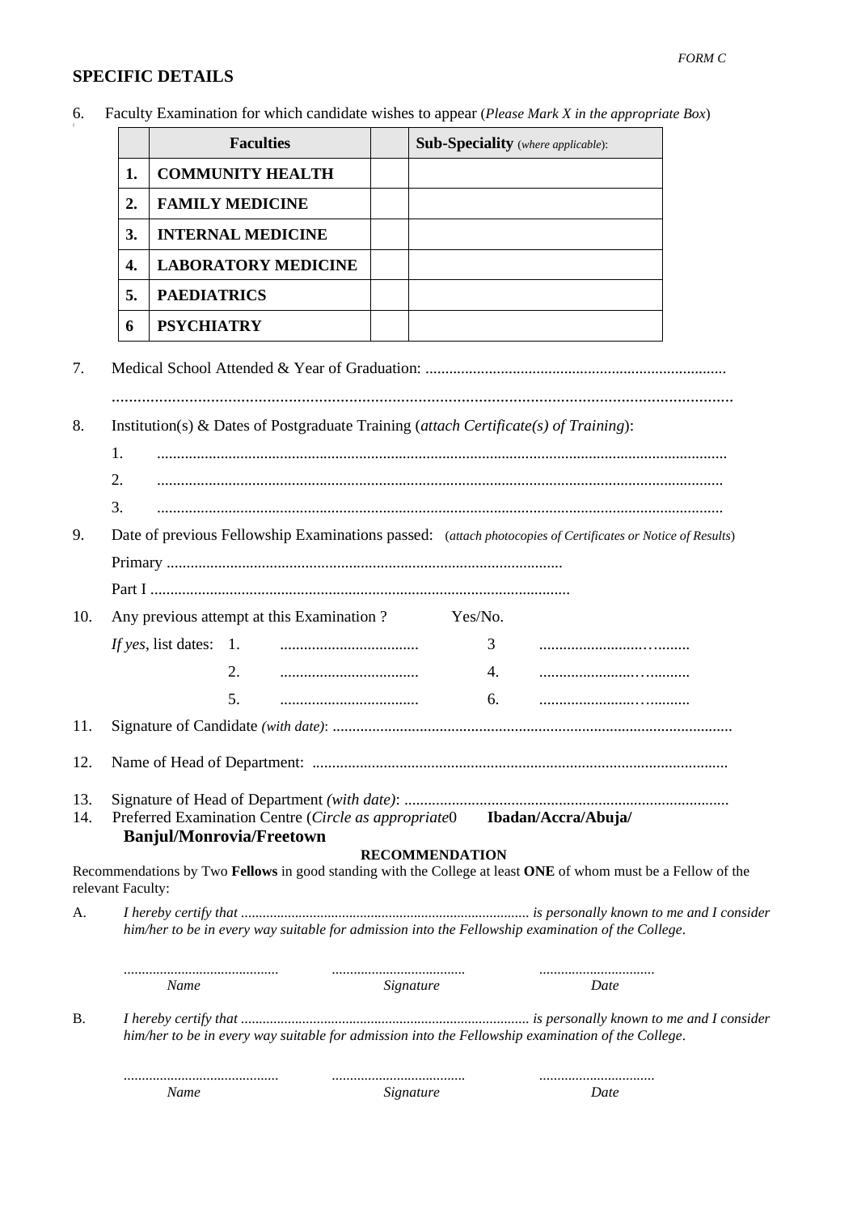FORM C

## SPECIFIC DETAILS

6. Faculty Examination for which candidate wishes to appear (*Please Mark X in the appropriate Box*)

| | **Faculties** | | **Sub-Speciality** (*where applicable*): |
|---|---|---|---|
| **1.** | **COMMUNITY HEALTH** | | |
| **2.** | **FAMILY MEDICINE** | | |
| **3.** | **INTERNAL MEDICINE** | | |
| **4.** | **LABORATORY MEDICINE** | | |
| **5.** | **PAEDIATRICS** | | |
| **6** | **PSYCHIATRY** | | |

7. Medical School Attended & Year of Graduation: ............................................................................

.................................................................................................................................................

8. Institution(s) & Dates of Postgraduate Training (*attach Certificate(s) of Training*):

   1. ..............................................................................................................................................
   2. ..............................................................................................................................................
   3. ..............................................................................................................................................

9. Date of previous Fellowship Examinations passed: (*attach photocopies of Certificates or Notice of Results*)

   Primary ....................................................................................................

   Part I ..........................................................................................................

10. Any previous attempt at this Examination ? Yes/No.

    *If yes*, list dates: 1. ................................... 3 ........................…........

    2. ................................... 4. .......................…..........

    5. ................................... 6. .......................…..........

11. Signature of Candidate *(with date)*: ....................................................................................................

12. Name of Head of Department: .........................................................................................................

13. Signature of Head of Department *(with date)*: ..................................................................................

14. Preferred Examination Centre (*Circle as appropriate*0 **Ibadan/Accra/Abuja/ Banjul/Monrovia/Freetown**

**RECOMMENDATION**

Recommendations by Two **Fellows** in good standing with the College at least **ONE** of whom must be a Fellow of the relevant Faculty:

A. *I hereby certify that* ............................................................................... *is personally known to me and I consider him/her to be in every way suitable for admission into the Fellowship examination of the College*.

.......................................... .................................... ...............................

*Name* *Signature* *Date*

B. *I hereby certify that* ............................................................................... *is personally known to me and I consider him/her to be in every way suitable for admission into the Fellowship examination of the College*.

.......................................... .................................... ...............................

*Name* *Signature* *Date*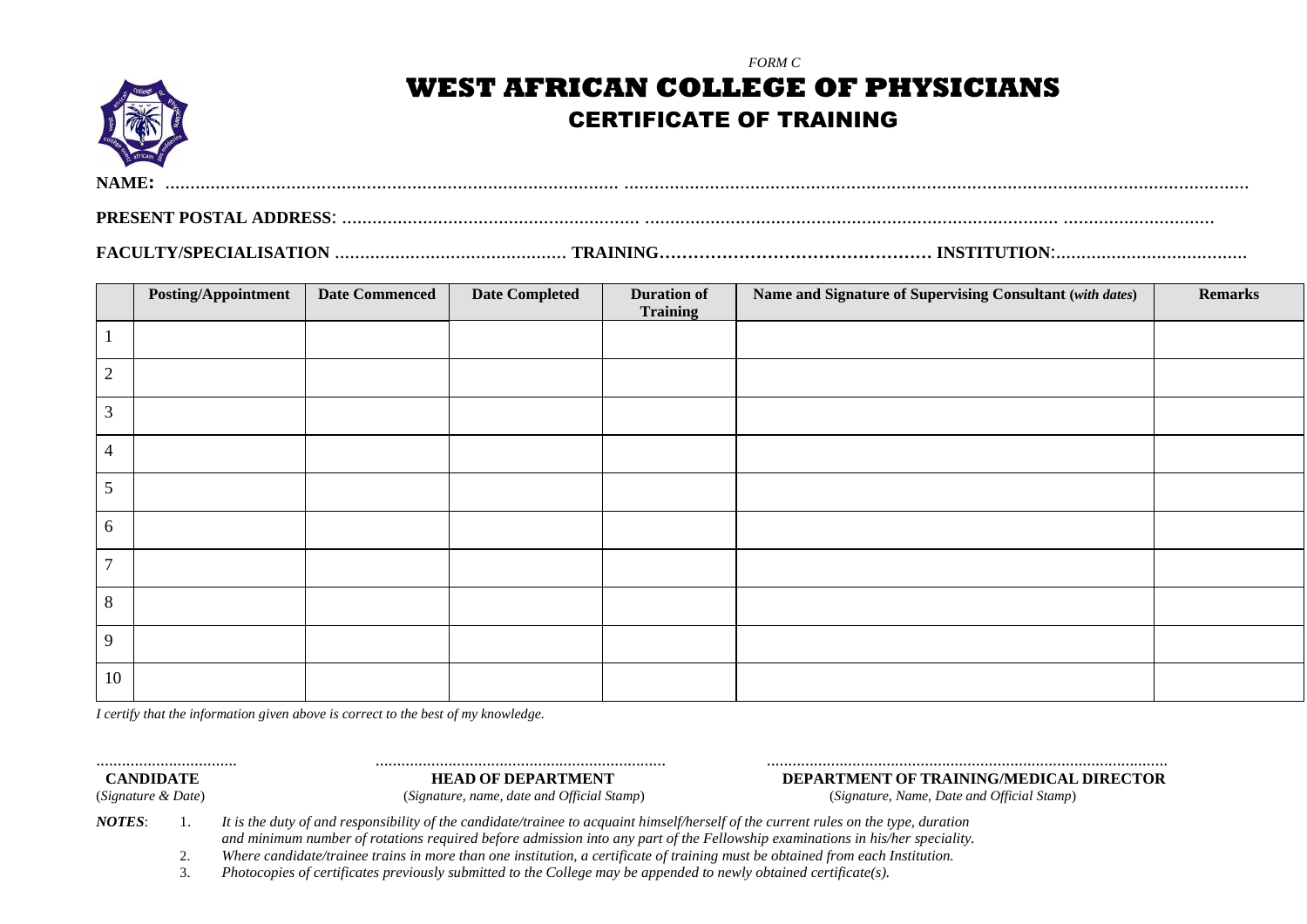*FORM C*

# WEST AFRICAN COLLEGE OF PHYSICIANS

## CERTIFICATE OF TRAINING

**NAME:** ......................................................................................... ...........................................................................................................................

**PRESENT POSTAL ADDRESS**: .......................................................... .................................................................................. ..............................

**FACULTY/SPECIALISATION** ............................................. **TRAINING**............................................ **INSTITUTION**:.....................................

| | Posting/Appointment | Date Commenced | Date Completed | Duration of Training | Name and Signature of Supervising Consultant (*with dates*) | Remarks |
|---|---|---|---|---|---|---|
| 1 | | | | | | |
| 2 | | | | | | |
| 3 | | | | | | |
| 4 | | | | | | |
| 5 | | | | | | |
| 6 | | | | | | |
| 7 | | | | | | |
| 8 | | | | | | |
| 9 | | | | | | |
| 10 | | | | | | |

*I certify that the information given above is correct to the best of my knowledge.*

.................................
**CANDIDATE**
(*Signature & Date*)

...................................................................
**HEAD OF DEPARTMENT**
(*Signature, name, date and Official Stamp*)

...........................................................................................
**DEPARTMENT OF TRAINING/MEDICAL DIRECTOR**
(*Signature, Name, Date and Official Stamp*)

***NOTES***:

1. *It is the duty of and responsibility of the candidate/trainee to acquaint himself/herself of the current rules on the type, duration and minimum number of rotations required before admission into any part of the Fellowship examinations in his/her speciality.*
2. *Where candidate/trainee trains in more than one institution, a certificate of training must be obtained from each Institution.*
3. *Photocopies of certificates previously submitted to the College may be appended to newly obtained certificate(s).*